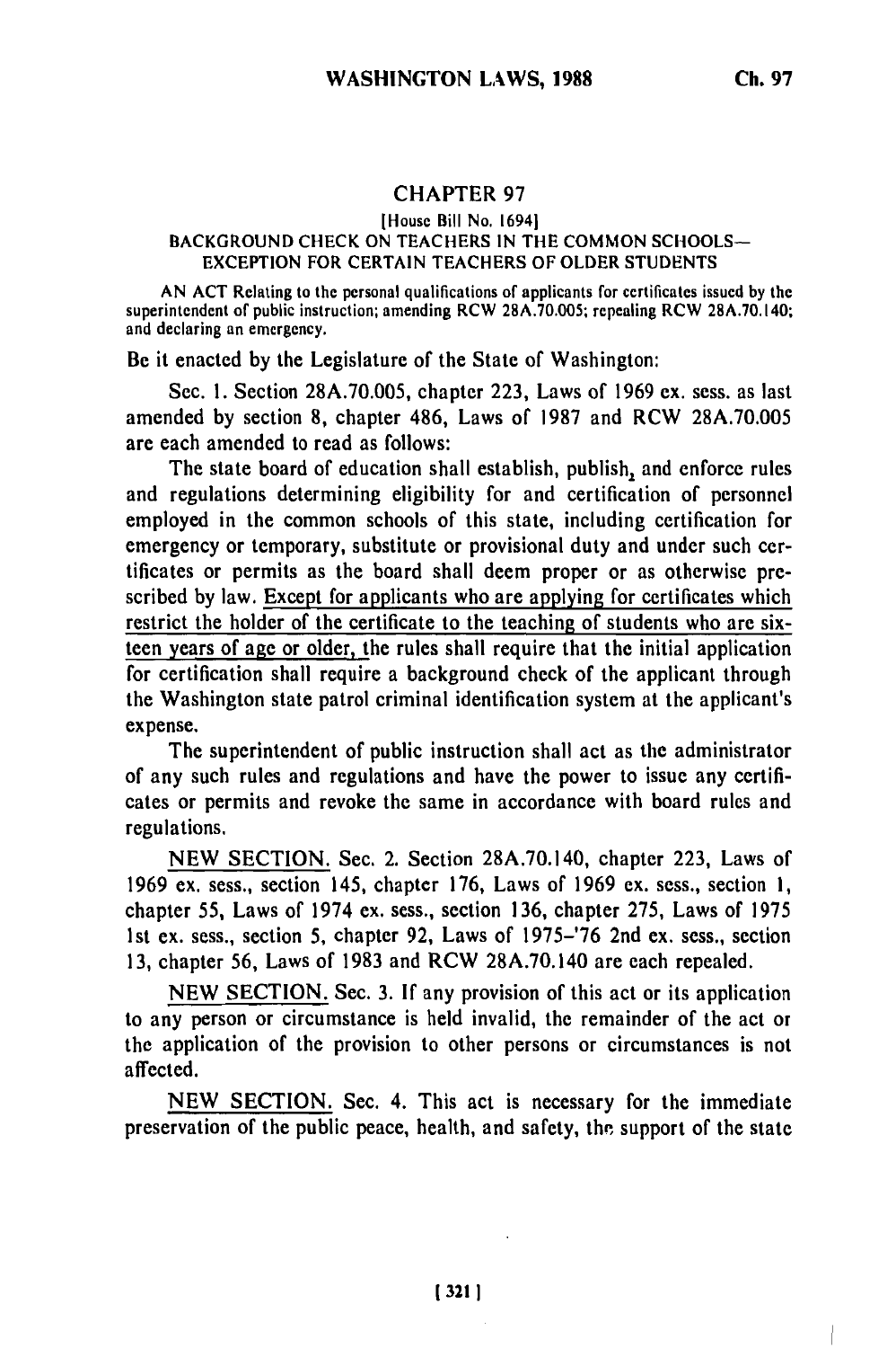## CHAPTER 97

[House Bill No. 1694]

BACKGROUND CHECK ON TEACHERS IN THE COMMON SCHOOLS—EXCEPTION FOR CERTAIN TEACHERS OF OLDER STUDENTS

AN ACT Relating to the personal qualifications of applicants for certificates issued by the superintendent of public instruction; amending RCW 28A.70.005; repealing RCW 28A.70.140; and declaring an emergency.

Be it enacted by the Legislature of the State of Washington:

Sec. 1. Section 28A.70.005, chapter 223, Laws of 1969 ex. sess. as last amended by section 8, chapter 486, Laws of 1987 and RCW 28A.70.005 are each amended to read as follows:

The state board of education shall establish, publish, and enforce rules and regulations determining eligibility for and certification of personnel employed in the common schools of this state, including certification for emergency or temporary, substitute or provisional duty and under such certificates or permits as the board shall deem proper or as otherwise prescribed by law. Except for applicants who are applying for certificates which restrict the holder of the certificate to the teaching of students who are sixteen years of age or older, the rules shall require that the initial application for certification shall require a background check of the applicant through the Washington state patrol criminal identification system at the applicant's expense.

The superintendent of public instruction shall act as the administrator of any such rules and regulations and have the power to issue any certificates or permits and revoke the same in accordance with board rules and regulations.

NEW SECTION. Sec. 2. Section 28A.70.140, chapter 223, Laws of 1969 ex. sess., section 145, chapter 176, Laws of 1969 ex. sess., section 1, chapter 55, Laws of 1974 ex. sess., section 136, chapter 275, Laws of 1975 1st ex. sess., section 5, chapter 92, Laws of 1975–'76 2nd ex. sess., section 13, chapter 56, Laws of 1983 and RCW 28A.70.140 are each repealed.

NEW SECTION. Sec. 3. If any provision of this act or its application to any person or circumstance is held invalid, the remainder of the act or the application of the provision to other persons or circumstances is not affected.

NEW SECTION. Sec. 4. This act is necessary for the immediate preservation of the public peace, health, and safety, the support of the state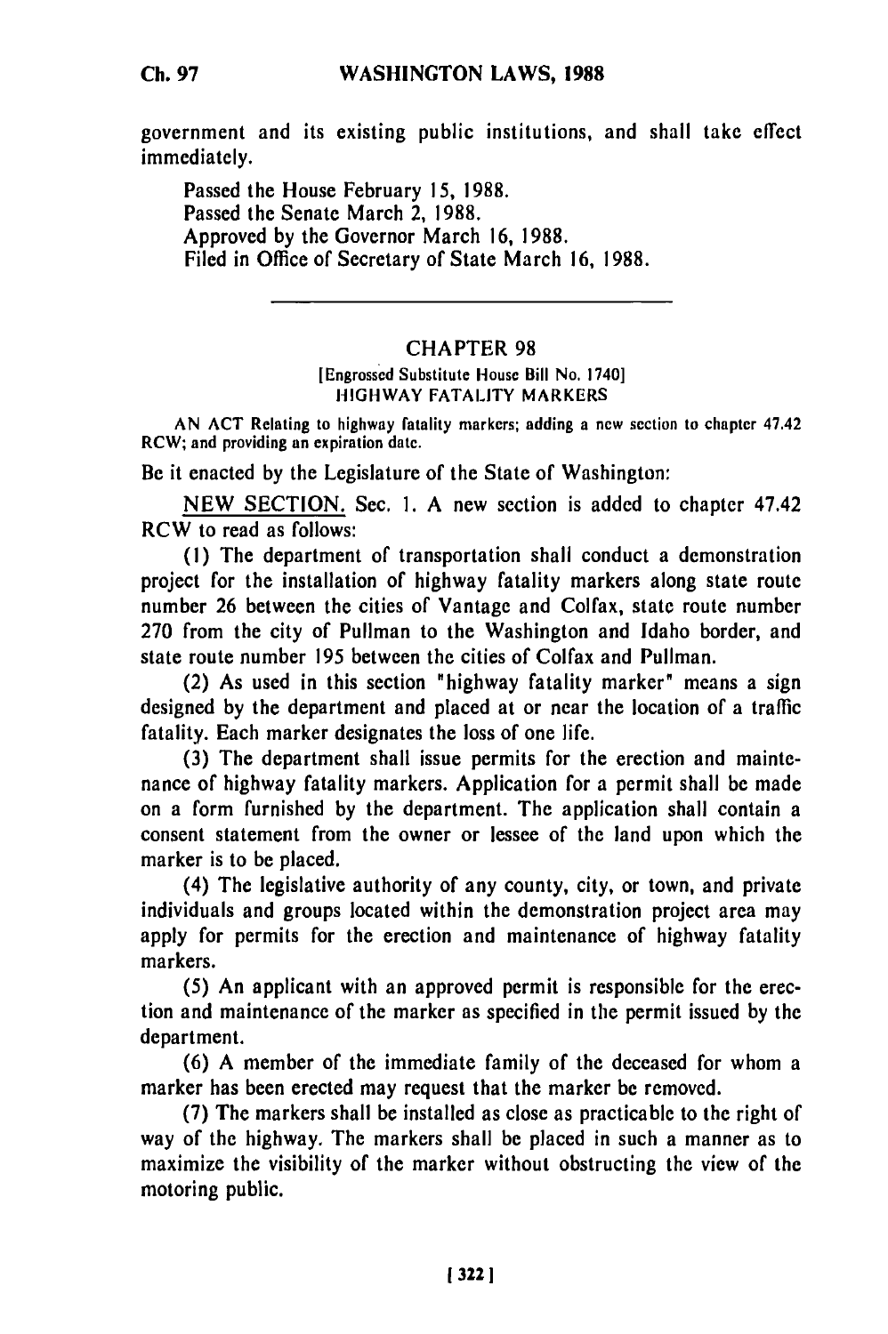government and its existing public institutions, and shall take effect immediately.

Passed the House February 15, 1988.
Passed the Senate March 2, 1988.
Approved by the Governor March 16, 1988.
Filed in Office of Secretary of State March 16, 1988.

---

## CHAPTER 98

[Engrossed Substitute House Bill No. 1740]
HIGHWAY FATALITY MARKERS

AN ACT Relating to highway fatality markers; adding a new section to chapter 47.42 RCW; and providing an expiration date.

Be it enacted by the Legislature of the State of Washington:

NEW SECTION. Sec. 1. A new section is added to chapter 47.42 RCW to read as follows:

(1) The department of transportation shall conduct a demonstration project for the installation of highway fatality markers along state route number 26 between the cities of Vantage and Colfax, state route number 270 from the city of Pullman to the Washington and Idaho border, and state route number 195 between the cities of Colfax and Pullman.

(2) As used in this section "highway fatality marker" means a sign designed by the department and placed at or near the location of a traffic fatality. Each marker designates the loss of one life.

(3) The department shall issue permits for the erection and maintenance of highway fatality markers. Application for a permit shall be made on a form furnished by the department. The application shall contain a consent statement from the owner or lessee of the land upon which the marker is to be placed.

(4) The legislative authority of any county, city, or town, and private individuals and groups located within the demonstration project area may apply for permits for the erection and maintenance of highway fatality markers.

(5) An applicant with an approved permit is responsible for the erection and maintenance of the marker as specified in the permit issued by the department.

(6) A member of the immediate family of the deceased for whom a marker has been erected may request that the marker be removed.

(7) The markers shall be installed as close as practicable to the right of way of the highway. The markers shall be placed in such a manner as to maximize the visibility of the marker without obstructing the view of the motoring public.